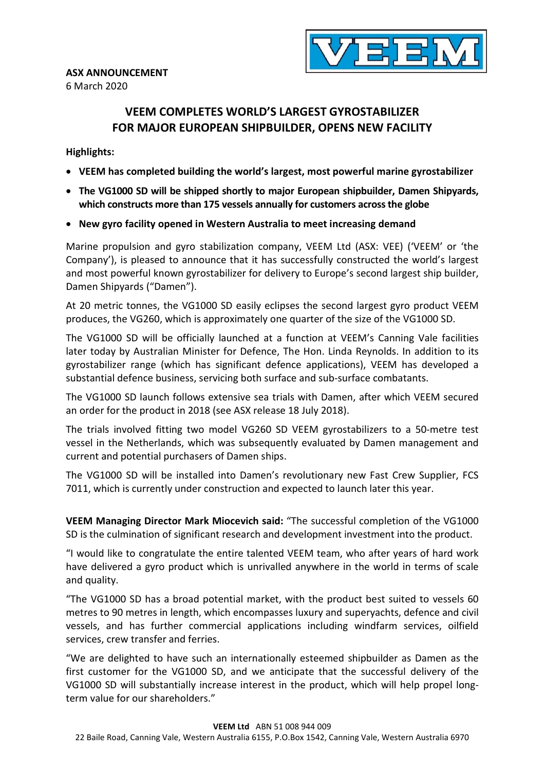**ASX ANNOUNCEMENT**
6 March 2020

# VEEM COMPLETES WORLD'S LARGEST GYROSTABILIZER FOR MAJOR EUROPEAN SHIPBUILDER, OPENS NEW FACILITY

**Highlights:**

- **VEEM has completed building the world's largest, most powerful marine gyrostabilizer**
- **The VG1000 SD will be shipped shortly to major European shipbuilder, Damen Shipyards, which constructs more than 175 vessels annually for customers across the globe**
- **New gyro facility opened in Western Australia to meet increasing demand**

Marine propulsion and gyro stabilization company, VEEM Ltd (ASX: VEE) ('VEEM' or 'the Company'), is pleased to announce that it has successfully constructed the world's largest and most powerful known gyrostabilizer for delivery to Europe's second largest ship builder, Damen Shipyards ("Damen").

At 20 metric tonnes, the VG1000 SD easily eclipses the second largest gyro product VEEM produces, the VG260, which is approximately one quarter of the size of the VG1000 SD.

The VG1000 SD will be officially launched at a function at VEEM's Canning Vale facilities later today by Australian Minister for Defence, The Hon. Linda Reynolds. In addition to its gyrostabilizer range (which has significant defence applications), VEEM has developed a substantial defence business, servicing both surface and sub-surface combatants.

The VG1000 SD launch follows extensive sea trials with Damen, after which VEEM secured an order for the product in 2018 (see ASX release 18 July 2018).

The trials involved fitting two model VG260 SD VEEM gyrostabilizers to a 50-metre test vessel in the Netherlands, which was subsequently evaluated by Damen management and current and potential purchasers of Damen ships.

The VG1000 SD will be installed into Damen's revolutionary new Fast Crew Supplier, FCS 7011, which is currently under construction and expected to launch later this year.

**VEEM Managing Director Mark Miocevich said:** "The successful completion of the VG1000 SD is the culmination of significant research and development investment into the product.

"I would like to congratulate the entire talented VEEM team, who after years of hard work have delivered a gyro product which is unrivalled anywhere in the world in terms of scale and quality.

"The VG1000 SD has a broad potential market, with the product best suited to vessels 60 metres to 90 metres in length, which encompasses luxury and superyachts, defence and civil vessels, and has further commercial applications including windfarm services, oilfield services, crew transfer and ferries.

"We are delighted to have such an internationally esteemed shipbuilder as Damen as the first customer for the VG1000 SD, and we anticipate that the successful delivery of the VG1000 SD will substantially increase interest in the product, which will help propel long-term value for our shareholders."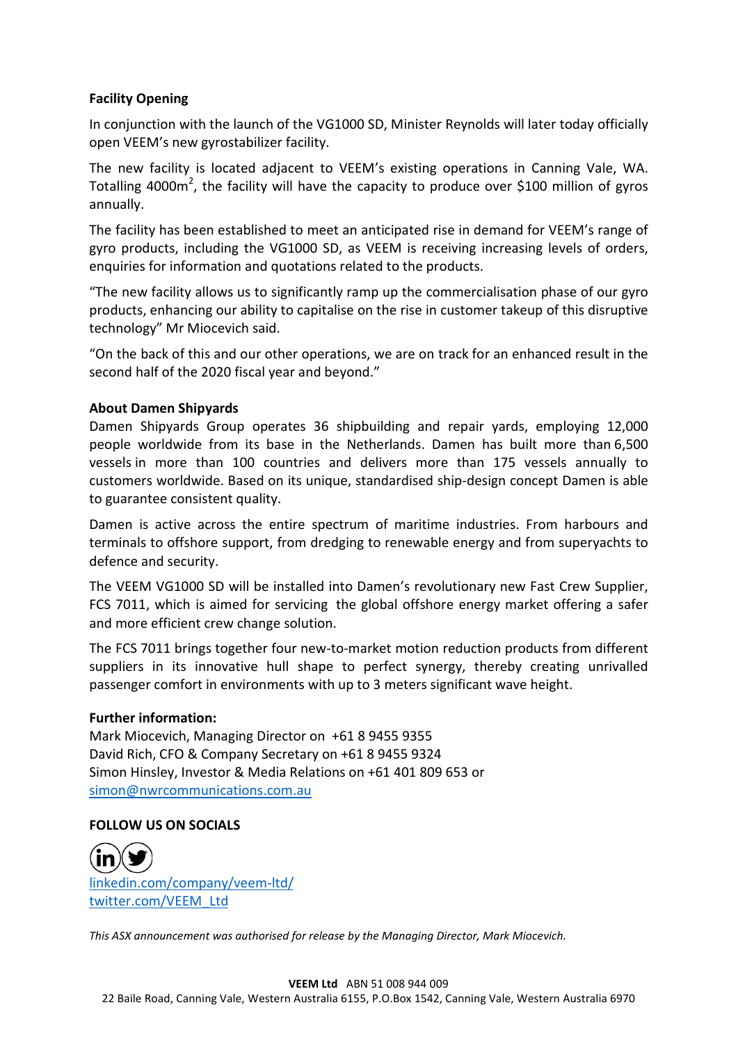**Facility Opening**

In conjunction with the launch of the VG1000 SD, Minister Reynolds will later today officially open VEEM's new gyrostabilizer facility.

The new facility is located adjacent to VEEM's existing operations in Canning Vale, WA. Totalling 4000m$^2$, the facility will have the capacity to produce over $100 million of gyros annually.

The facility has been established to meet an anticipated rise in demand for VEEM's range of gyro products, including the VG1000 SD, as VEEM is receiving increasing levels of orders, enquiries for information and quotations related to the products.

"The new facility allows us to significantly ramp up the commercialisation phase of our gyro products, enhancing our ability to capitalise on the rise in customer takeup of this disruptive technology" Mr Miocevich said.

"On the back of this and our other operations, we are on track for an enhanced result in the second half of the 2020 fiscal year and beyond."

**About Damen Shipyards**

Damen Shipyards Group operates 36 shipbuilding and repair yards, employing 12,000 people worldwide from its base in the Netherlands. Damen has built more than 6,500 vessels in more than 100 countries and delivers more than 175 vessels annually to customers worldwide. Based on its unique, standardised ship-design concept Damen is able to guarantee consistent quality.

Damen is active across the entire spectrum of maritime industries. From harbours and terminals to offshore support, from dredging to renewable energy and from superyachts to defence and security.

The VEEM VG1000 SD will be installed into Damen's revolutionary new Fast Crew Supplier, FCS 7011, which is aimed for servicing the global offshore energy market offering a safer and more efficient crew change solution.

The FCS 7011 brings together four new-to-market motion reduction products from different suppliers in its innovative hull shape to perfect synergy, thereby creating unrivalled passenger comfort in environments with up to 3 meters significant wave height.

**Further information:**

Mark Miocevich, Managing Director on +61 8 9455 9355
David Rich, CFO & Company Secretary on +61 8 9455 9324
Simon Hinsley, Investor & Media Relations on +61 401 809 653 or
simon@nwrcommunications.com.au

**FOLLOW US ON SOCIALS**

linkedin.com/company/veem-ltd/
twitter.com/VEEM_Ltd

*This ASX announcement was authorised for release by the Managing Director, Mark Miocevich.*

**VEEM Ltd** ABN 51 008 944 009
22 Baile Road, Canning Vale, Western Australia 6155, P.O.Box 1542, Canning Vale, Western Australia 6970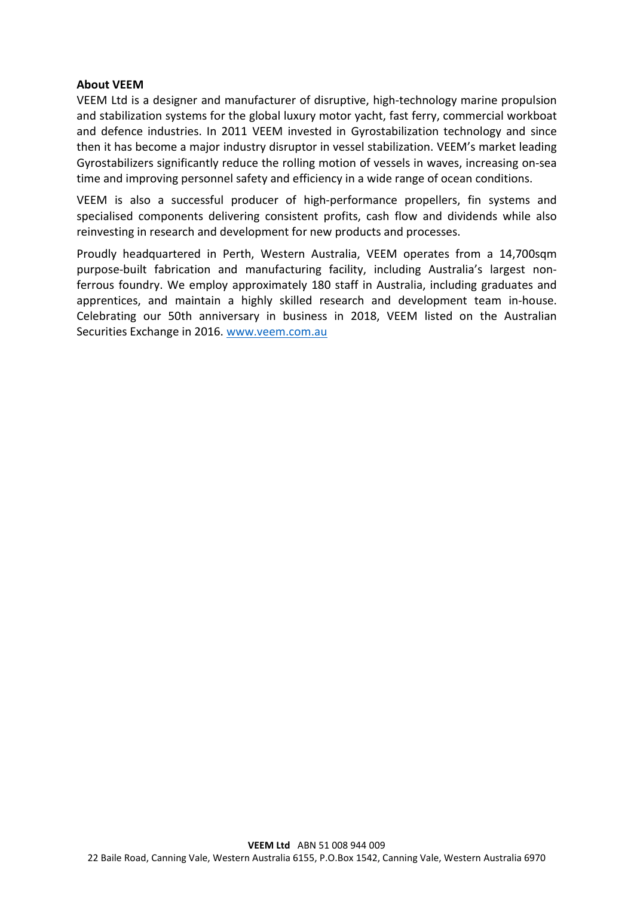**About VEEM**

VEEM Ltd is a designer and manufacturer of disruptive, high-technology marine propulsion and stabilization systems for the global luxury motor yacht, fast ferry, commercial workboat and defence industries. In 2011 VEEM invested in Gyrostabilization technology and since then it has become a major industry disruptor in vessel stabilization. VEEM's market leading Gyrostabilizers significantly reduce the rolling motion of vessels in waves, increasing on-sea time and improving personnel safety and efficiency in a wide range of ocean conditions.

VEEM is also a successful producer of high-performance propellers, fin systems and specialised components delivering consistent profits, cash flow and dividends while also reinvesting in research and development for new products and processes.

Proudly headquartered in Perth, Western Australia, VEEM operates from a 14,700sqm purpose-built fabrication and manufacturing facility, including Australia's largest non-ferrous foundry. We employ approximately 180 staff in Australia, including graduates and apprentices, and maintain a highly skilled research and development team in-house. Celebrating our 50th anniversary in business in 2018, VEEM listed on the Australian Securities Exchange in 2016. [www.veem.com.au](http://www.veem.com.au)

**VEEM Ltd** ABN 51 008 944 009
22 Baile Road, Canning Vale, Western Australia 6155, P.O.Box 1542, Canning Vale, Western Australia 6970